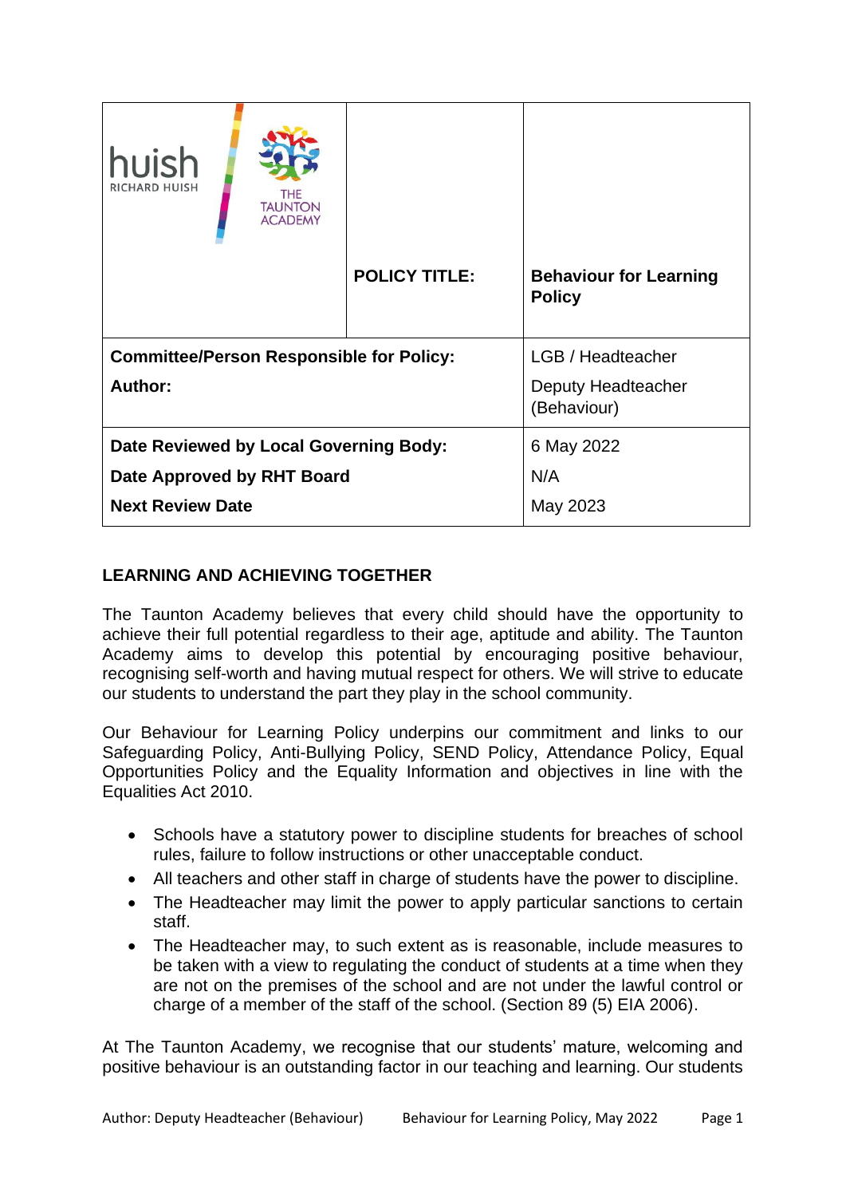| huish RICHARD HUISH / THE TAUNTON ACADEMY | POLICY TITLE: | **Behaviour for Learning Policy** |
|---|---|---|
| **Committee/Person Responsible for Policy:** | | LGB / Headteacher |
| **Author:** | | Deputy Headteacher (Behaviour) |
| **Date Reviewed by Local Governing Body:** | | 6 May 2022 |
| **Date Approved by RHT Board** | | N/A |
| **Next Review Date** | | May 2023 |

## LEARNING AND ACHIEVING TOGETHER

The Taunton Academy believes that every child should have the opportunity to achieve their full potential regardless to their age, aptitude and ability. The Taunton Academy aims to develop this potential by encouraging positive behaviour, recognising self-worth and having mutual respect for others. We will strive to educate our students to understand the part they play in the school community.

Our Behaviour for Learning Policy underpins our commitment and links to our Safeguarding Policy, Anti-Bullying Policy, SEND Policy, Attendance Policy, Equal Opportunities Policy and the Equality Information and objectives in line with the Equalities Act 2010.

- Schools have a statutory power to discipline students for breaches of school rules, failure to follow instructions or other unacceptable conduct.
- All teachers and other staff in charge of students have the power to discipline.
- The Headteacher may limit the power to apply particular sanctions to certain staff.
- The Headteacher may, to such extent as is reasonable, include measures to be taken with a view to regulating the conduct of students at a time when they are not on the premises of the school and are not under the lawful control or charge of a member of the staff of the school. (Section 89 (5) EIA 2006).

At The Taunton Academy, we recognise that our students' mature, welcoming and positive behaviour is an outstanding factor in our teaching and learning. Our students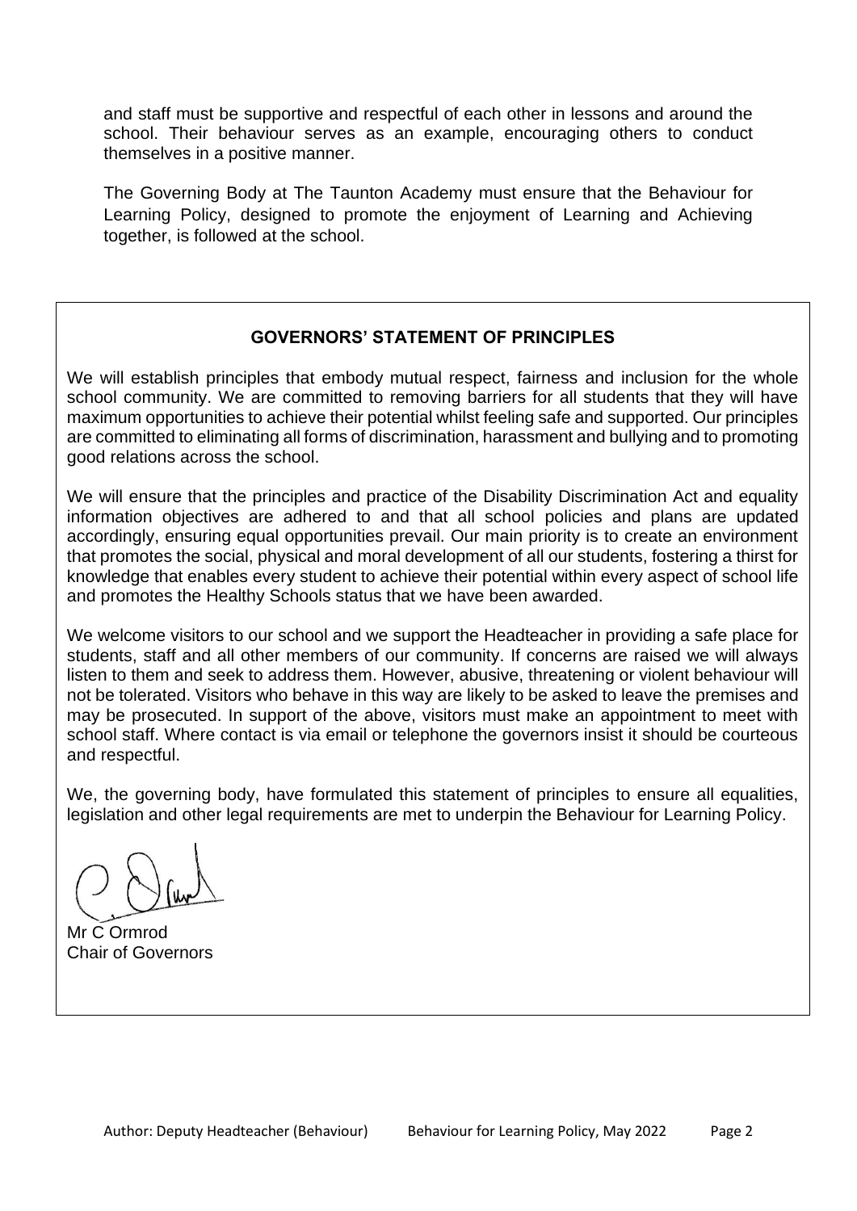and staff must be supportive and respectful of each other in lessons and around the school. Their behaviour serves as an example, encouraging others to conduct themselves in a positive manner.

The Governing Body at The Taunton Academy must ensure that the Behaviour for Learning Policy, designed to promote the enjoyment of Learning and Achieving together, is followed at the school.

## GOVERNORS' STATEMENT OF PRINCIPLES

We will establish principles that embody mutual respect, fairness and inclusion for the whole school community. We are committed to removing barriers for all students that they will have maximum opportunities to achieve their potential whilst feeling safe and supported. Our principles are committed to eliminating all forms of discrimination, harassment and bullying and to promoting good relations across the school.

We will ensure that the principles and practice of the Disability Discrimination Act and equality information objectives are adhered to and that all school policies and plans are updated accordingly, ensuring equal opportunities prevail. Our main priority is to create an environment that promotes the social, physical and moral development of all our students, fostering a thirst for knowledge that enables every student to achieve their potential within every aspect of school life and promotes the Healthy Schools status that we have been awarded.

We welcome visitors to our school and we support the Headteacher in providing a safe place for students, staff and all other members of our community. If concerns are raised we will always listen to them and seek to address them. However, abusive, threatening or violent behaviour will not be tolerated. Visitors who behave in this way are likely to be asked to leave the premises and may be prosecuted. In support of the above, visitors must make an appointment to meet with school staff. Where contact is via email or telephone the governors insist it should be courteous and respectful.

We, the governing body, have formulated this statement of principles to ensure all equalities, legislation and other legal requirements are met to underpin the Behaviour for Learning Policy.

Mr C Ormrod
Chair of Governors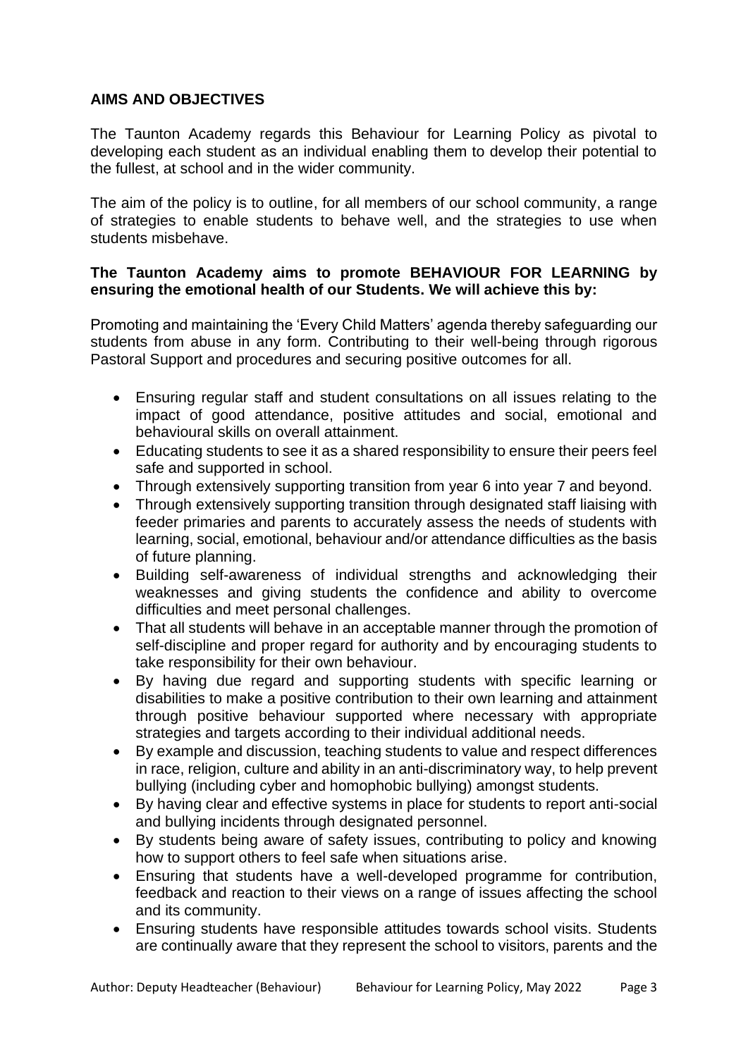**AIMS AND OBJECTIVES**

The Taunton Academy regards this Behaviour for Learning Policy as pivotal to developing each student as an individual enabling them to develop their potential to the fullest, at school and in the wider community.

The aim of the policy is to outline, for all members of our school community, a range of strategies to enable students to behave well, and the strategies to use when students misbehave.

**The Taunton Academy aims to promote BEHAVIOUR FOR LEARNING by ensuring the emotional health of our Students. We will achieve this by:**

Promoting and maintaining the 'Every Child Matters' agenda thereby safeguarding our students from abuse in any form. Contributing to their well-being through rigorous Pastoral Support and procedures and securing positive outcomes for all.

- Ensuring regular staff and student consultations on all issues relating to the impact of good attendance, positive attitudes and social, emotional and behavioural skills on overall attainment.
- Educating students to see it as a shared responsibility to ensure their peers feel safe and supported in school.
- Through extensively supporting transition from year 6 into year 7 and beyond.
- Through extensively supporting transition through designated staff liaising with feeder primaries and parents to accurately assess the needs of students with learning, social, emotional, behaviour and/or attendance difficulties as the basis of future planning.
- Building self-awareness of individual strengths and acknowledging their weaknesses and giving students the confidence and ability to overcome difficulties and meet personal challenges.
- That all students will behave in an acceptable manner through the promotion of self-discipline and proper regard for authority and by encouraging students to take responsibility for their own behaviour.
- By having due regard and supporting students with specific learning or disabilities to make a positive contribution to their own learning and attainment through positive behaviour supported where necessary with appropriate strategies and targets according to their individual additional needs.
- By example and discussion, teaching students to value and respect differences in race, religion, culture and ability in an anti-discriminatory way, to help prevent bullying (including cyber and homophobic bullying) amongst students.
- By having clear and effective systems in place for students to report anti-social and bullying incidents through designated personnel.
- By students being aware of safety issues, contributing to policy and knowing how to support others to feel safe when situations arise.
- Ensuring that students have a well-developed programme for contribution, feedback and reaction to their views on a range of issues affecting the school and its community.
- Ensuring students have responsible attitudes towards school visits. Students are continually aware that they represent the school to visitors, parents and the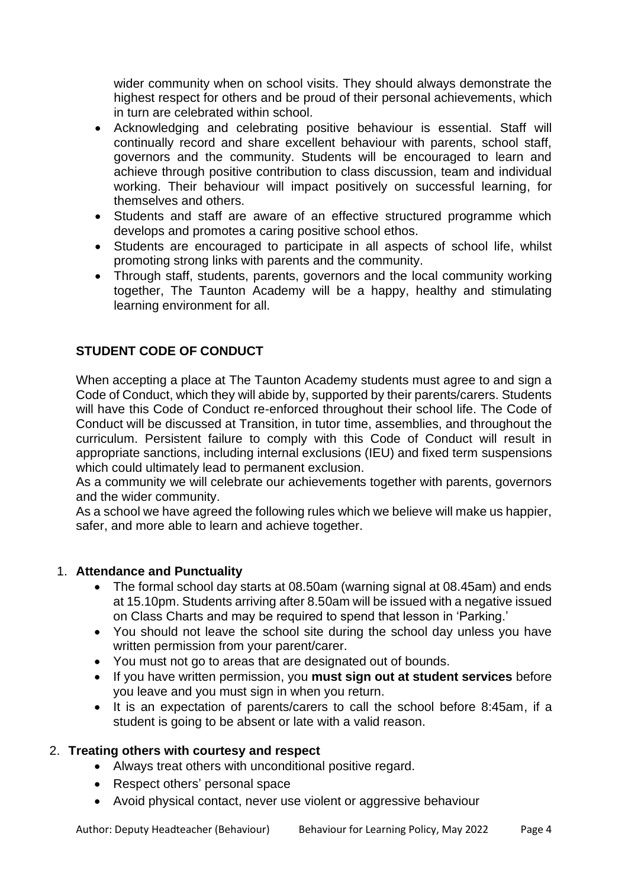wider community when on school visits. They should always demonstrate the highest respect for others and be proud of their personal achievements, which in turn are celebrated within school.

- Acknowledging and celebrating positive behaviour is essential. Staff will continually record and share excellent behaviour with parents, school staff, governors and the community. Students will be encouraged to learn and achieve through positive contribution to class discussion, team and individual working. Their behaviour will impact positively on successful learning, for themselves and others.
- Students and staff are aware of an effective structured programme which develops and promotes a caring positive school ethos.
- Students are encouraged to participate in all aspects of school life, whilst promoting strong links with parents and the community.
- Through staff, students, parents, governors and the local community working together, The Taunton Academy will be a happy, healthy and stimulating learning environment for all.

## STUDENT CODE OF CONDUCT

When accepting a place at The Taunton Academy students must agree to and sign a Code of Conduct, which they will abide by, supported by their parents/carers. Students will have this Code of Conduct re-enforced throughout their school life. The Code of Conduct will be discussed at Transition, in tutor time, assemblies, and throughout the curriculum. Persistent failure to comply with this Code of Conduct will result in appropriate sanctions, including internal exclusions (IEU) and fixed term suspensions which could ultimately lead to permanent exclusion.

As a community we will celebrate our achievements together with parents, governors and the wider community.

As a school we have agreed the following rules which we believe will make us happier, safer, and more able to learn and achieve together.

1. **Attendance and Punctuality**
   - The formal school day starts at 08.50am (warning signal at 08.45am) and ends at 15.10pm. Students arriving after 8.50am will be issued with a negative issued on Class Charts and may be required to spend that lesson in 'Parking.'
   - You should not leave the school site during the school day unless you have written permission from your parent/carer.
   - You must not go to areas that are designated out of bounds.
   - If you have written permission, you **must sign out at student services** before you leave and you must sign in when you return.
   - It is an expectation of parents/carers to call the school before 8:45am, if a student is going to be absent or late with a valid reason.

2. **Treating others with courtesy and respect**
   - Always treat others with unconditional positive regard.
   - Respect others' personal space
   - Avoid physical contact, never use violent or aggressive behaviour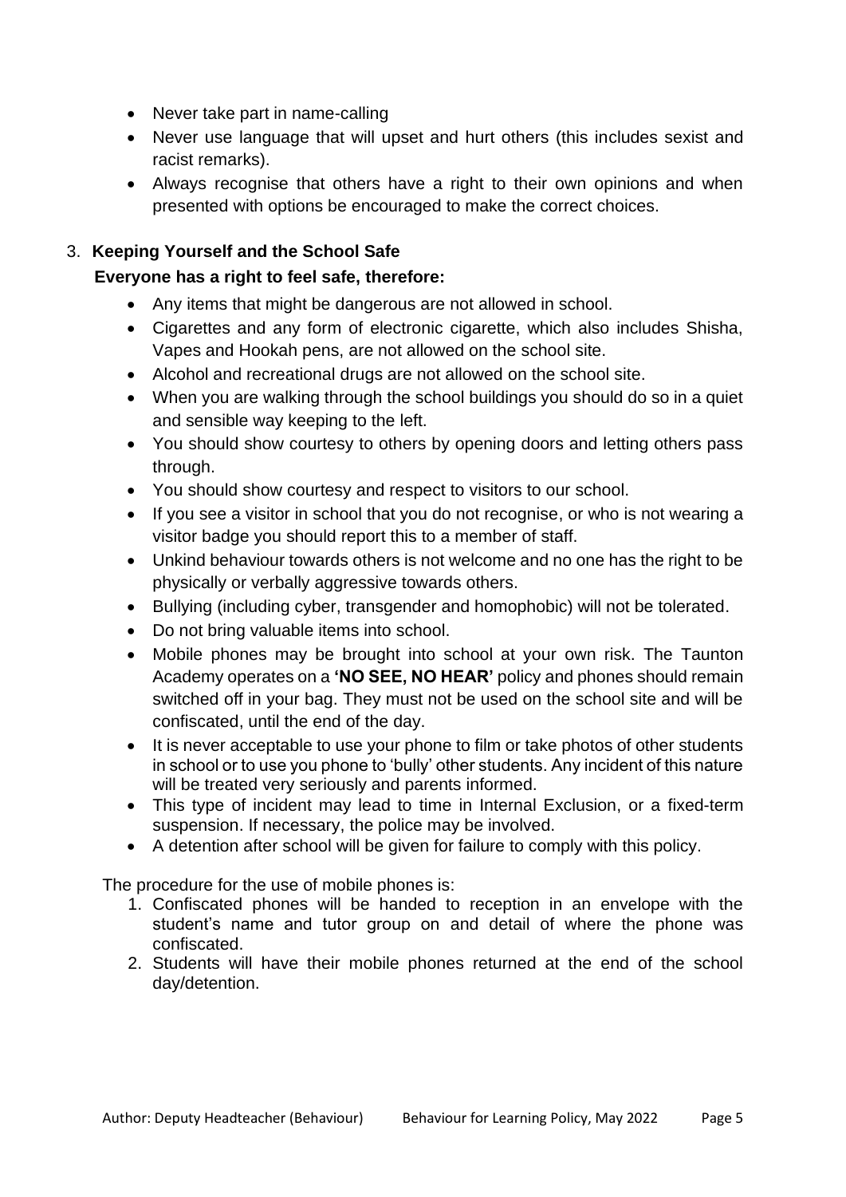- Never take part in name-calling
- Never use language that will upset and hurt others (this includes sexist and racist remarks).
- Always recognise that others have a right to their own opinions and when presented with options be encouraged to make the correct choices.

3. **Keeping Yourself and the School Safe**

   **Everyone has a right to feel safe, therefore:**

   - Any items that might be dangerous are not allowed in school.
   - Cigarettes and any form of electronic cigarette, which also includes Shisha, Vapes and Hookah pens, are not allowed on the school site.
   - Alcohol and recreational drugs are not allowed on the school site.
   - When you are walking through the school buildings you should do so in a quiet and sensible way keeping to the left.
   - You should show courtesy to others by opening doors and letting others pass through.
   - You should show courtesy and respect to visitors to our school.
   - If you see a visitor in school that you do not recognise, or who is not wearing a visitor badge you should report this to a member of staff.
   - Unkind behaviour towards others is not welcome and no one has the right to be physically or verbally aggressive towards others.
   - Bullying (including cyber, transgender and homophobic) will not be tolerated.
   - Do not bring valuable items into school.
   - Mobile phones may be brought into school at your own risk. The Taunton Academy operates on a **'NO SEE, NO HEAR'** policy and phones should remain switched off in your bag. They must not be used on the school site and will be confiscated, until the end of the day.
   - It is never acceptable to use your phone to film or take photos of other students in school or to use you phone to 'bully' other students. Any incident of this nature will be treated very seriously and parents informed.
   - This type of incident may lead to time in Internal Exclusion, or a fixed-term suspension. If necessary, the police may be involved.
   - A detention after school will be given for failure to comply with this policy.

   The procedure for the use of mobile phones is:

   1. Confiscated phones will be handed to reception in an envelope with the student's name and tutor group on and detail of where the phone was confiscated.
   2. Students will have their mobile phones returned at the end of the school day/detention.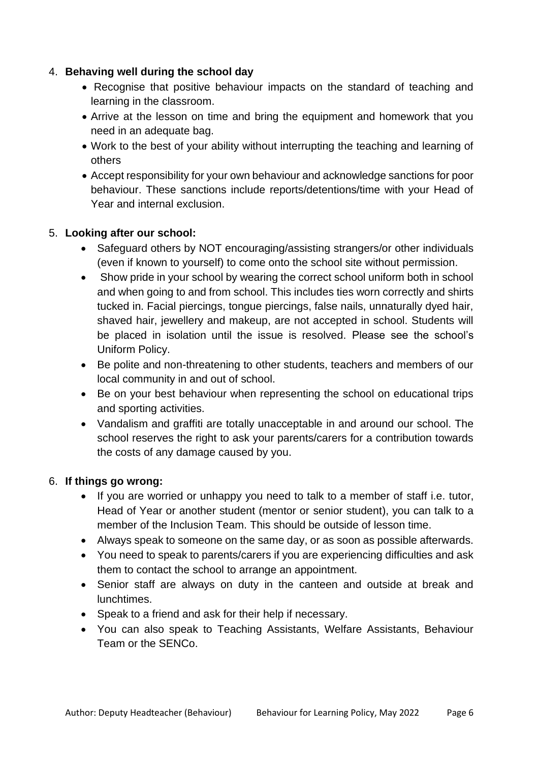4. **Behaving well during the school day**
   - Recognise that positive behaviour impacts on the standard of teaching and learning in the classroom.
   - Arrive at the lesson on time and bring the equipment and homework that you need in an adequate bag.
   - Work to the best of your ability without interrupting the teaching and learning of others
   - Accept responsibility for your own behaviour and acknowledge sanctions for poor behaviour. These sanctions include reports/detentions/time with your Head of Year and internal exclusion.

5. **Looking after our school:**
   - Safeguard others by NOT encouraging/assisting strangers/or other individuals (even if known to yourself) to come onto the school site without permission.
   - Show pride in your school by wearing the correct school uniform both in school and when going to and from school. This includes ties worn correctly and shirts tucked in. Facial piercings, tongue piercings, false nails, unnaturally dyed hair, shaved hair, jewellery and makeup, are not accepted in school. Students will be placed in isolation until the issue is resolved. Please see the school's Uniform Policy.
   - Be polite and non-threatening to other students, teachers and members of our local community in and out of school.
   - Be on your best behaviour when representing the school on educational trips and sporting activities.
   - Vandalism and graffiti are totally unacceptable in and around our school. The school reserves the right to ask your parents/carers for a contribution towards the costs of any damage caused by you.

6. **If things go wrong:**
   - If you are worried or unhappy you need to talk to a member of staff i.e. tutor, Head of Year or another student (mentor or senior student), you can talk to a member of the Inclusion Team. This should be outside of lesson time.
   - Always speak to someone on the same day, or as soon as possible afterwards.
   - You need to speak to parents/carers if you are experiencing difficulties and ask them to contact the school to arrange an appointment.
   - Senior staff are always on duty in the canteen and outside at break and lunchtimes.
   - Speak to a friend and ask for their help if necessary.
   - You can also speak to Teaching Assistants, Welfare Assistants, Behaviour Team or the SENCo.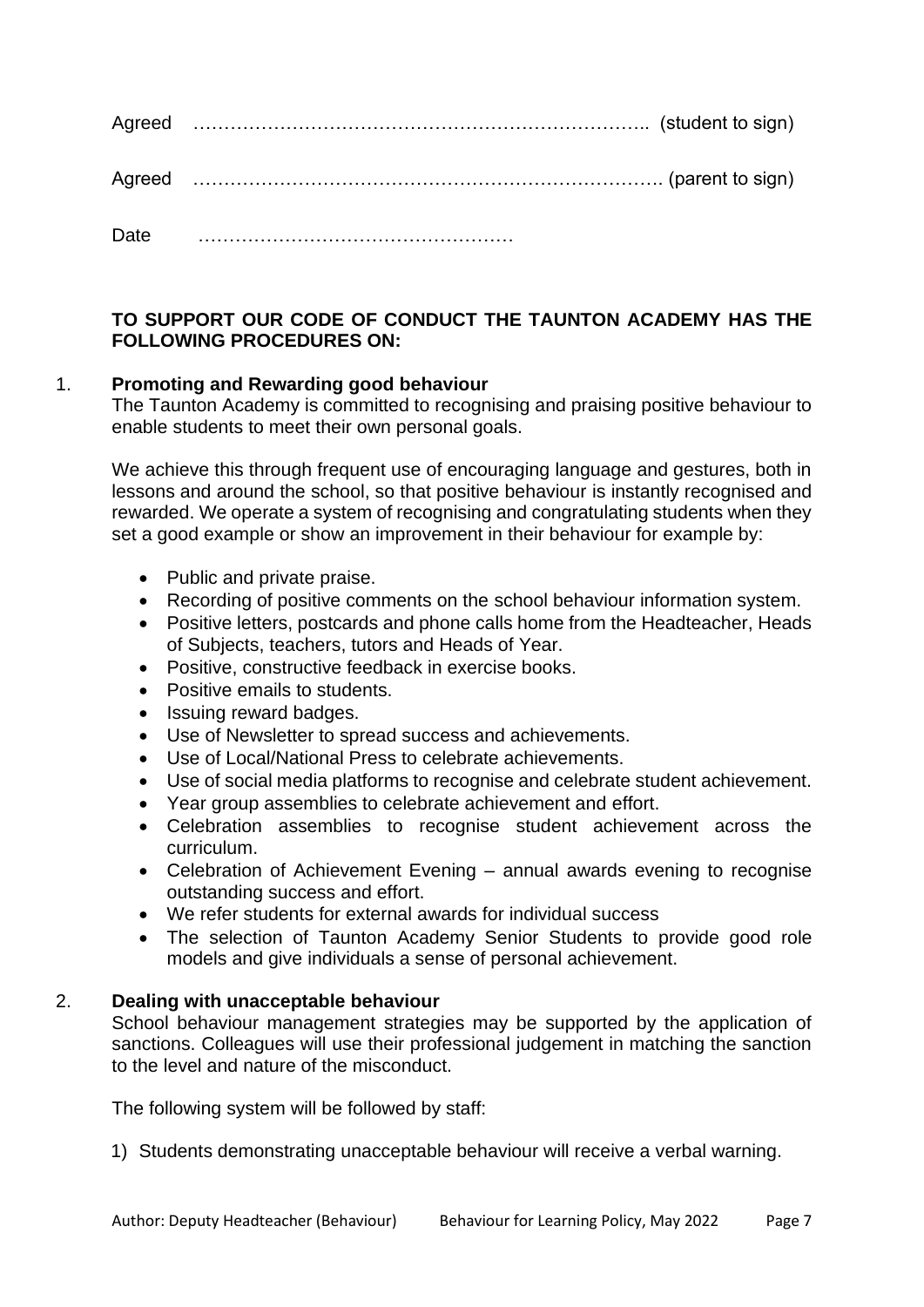Agreed ……………………………………………………………….. (student to sign)

Agreed …………………………………………………………………. (parent to sign)

Date ……………………………………………

**TO SUPPORT OUR CODE OF CONDUCT THE TAUNTON ACADEMY HAS THE FOLLOWING PROCEDURES ON:**

1. **Promoting and Rewarding good behaviour**

The Taunton Academy is committed to recognising and praising positive behaviour to enable students to meet their own personal goals.

We achieve this through frequent use of encouraging language and gestures, both in lessons and around the school, so that positive behaviour is instantly recognised and rewarded. We operate a system of recognising and congratulating students when they set a good example or show an improvement in their behaviour for example by:

- Public and private praise.
- Recording of positive comments on the school behaviour information system.
- Positive letters, postcards and phone calls home from the Headteacher, Heads of Subjects, teachers, tutors and Heads of Year.
- Positive, constructive feedback in exercise books.
- Positive emails to students.
- Issuing reward badges.
- Use of Newsletter to spread success and achievements.
- Use of Local/National Press to celebrate achievements.
- Use of social media platforms to recognise and celebrate student achievement.
- Year group assemblies to celebrate achievement and effort.
- Celebration assemblies to recognise student achievement across the curriculum.
- Celebration of Achievement Evening – annual awards evening to recognise outstanding success and effort.
- We refer students for external awards for individual success
- The selection of Taunton Academy Senior Students to provide good role models and give individuals a sense of personal achievement.

2. **Dealing with unacceptable behaviour**

School behaviour management strategies may be supported by the application of sanctions. Colleagues will use their professional judgement in matching the sanction to the level and nature of the misconduct.

The following system will be followed by staff:

1) Students demonstrating unacceptable behaviour will receive a verbal warning.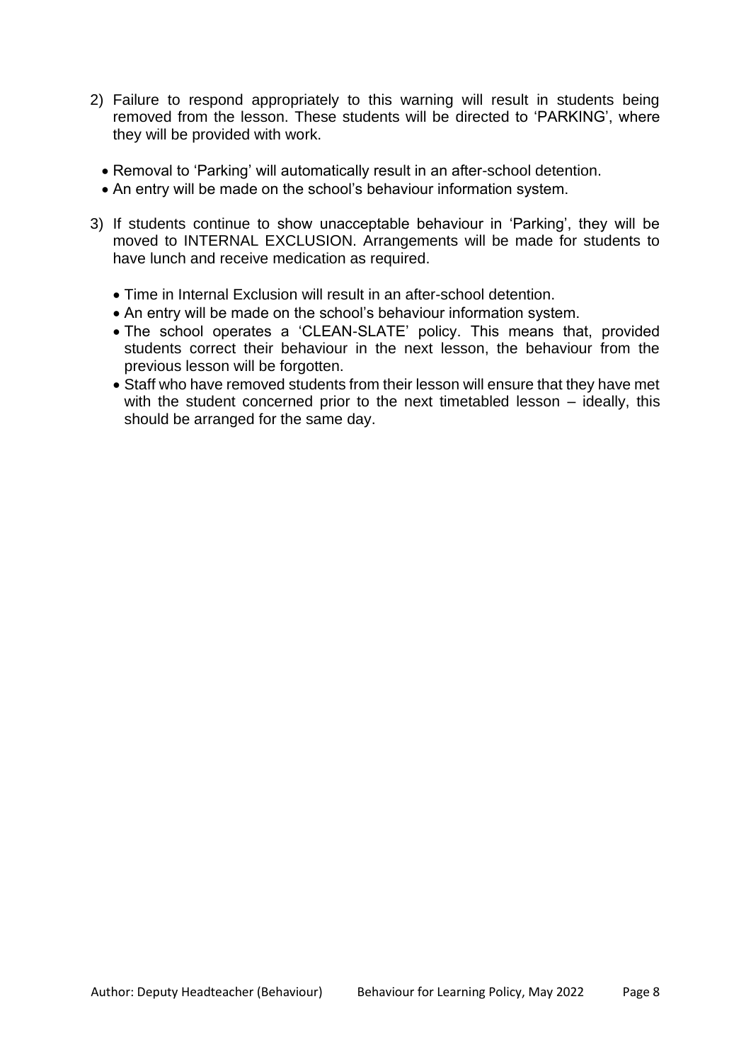2) Failure to respond appropriately to this warning will result in students being removed from the lesson. These students will be directed to 'PARKING', where they will be provided with work.

   - Removal to 'Parking' will automatically result in an after-school detention.
   - An entry will be made on the school's behaviour information system.

3) If students continue to show unacceptable behaviour in 'Parking', they will be moved to INTERNAL EXCLUSION. Arrangements will be made for students to have lunch and receive medication as required.

   - Time in Internal Exclusion will result in an after-school detention.
   - An entry will be made on the school's behaviour information system.
   - The school operates a 'CLEAN-SLATE' policy. This means that, provided students correct their behaviour in the next lesson, the behaviour from the previous lesson will be forgotten.
   - Staff who have removed students from their lesson will ensure that they have met with the student concerned prior to the next timetabled lesson – ideally, this should be arranged for the same day.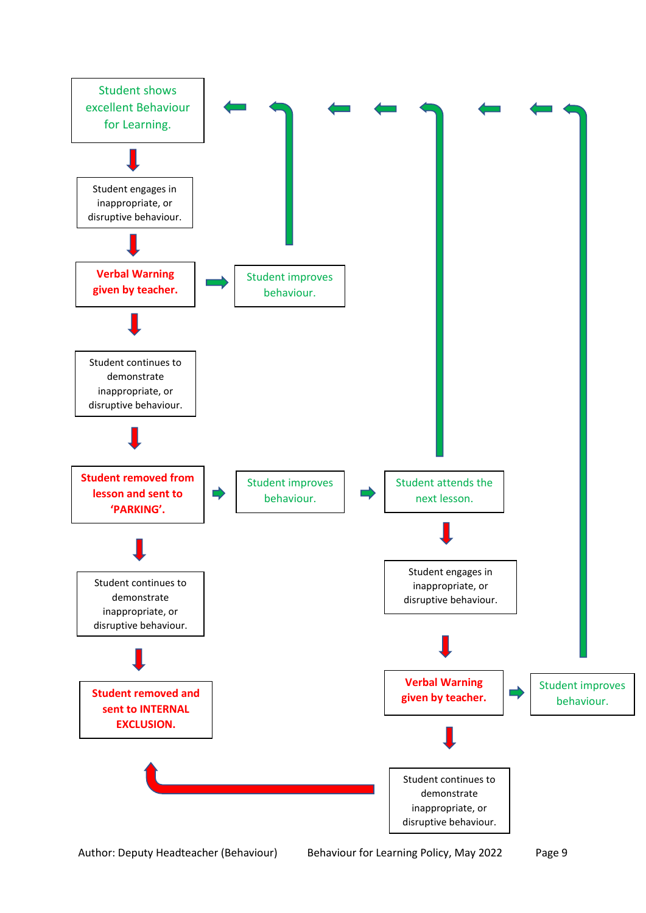Student shows excellent Behaviour for Learning.

Student engages in inappropriate, or disruptive behaviour.

**Verbal Warning given by teacher.**

Student improves behaviour.

Student continues to demonstrate inappropriate, or disruptive behaviour.

**Student removed from lesson and sent to 'PARKING'.**

Student improves behaviour.

Student attends the next lesson.

Student engages in inappropriate, or disruptive behaviour.

**Verbal Warning given by teacher.**

Student improves behaviour.

Student continues to demonstrate inappropriate, or disruptive behaviour.

Student continues to demonstrate inappropriate, or disruptive behaviour.

**Student removed and sent to INTERNAL EXCLUSION.**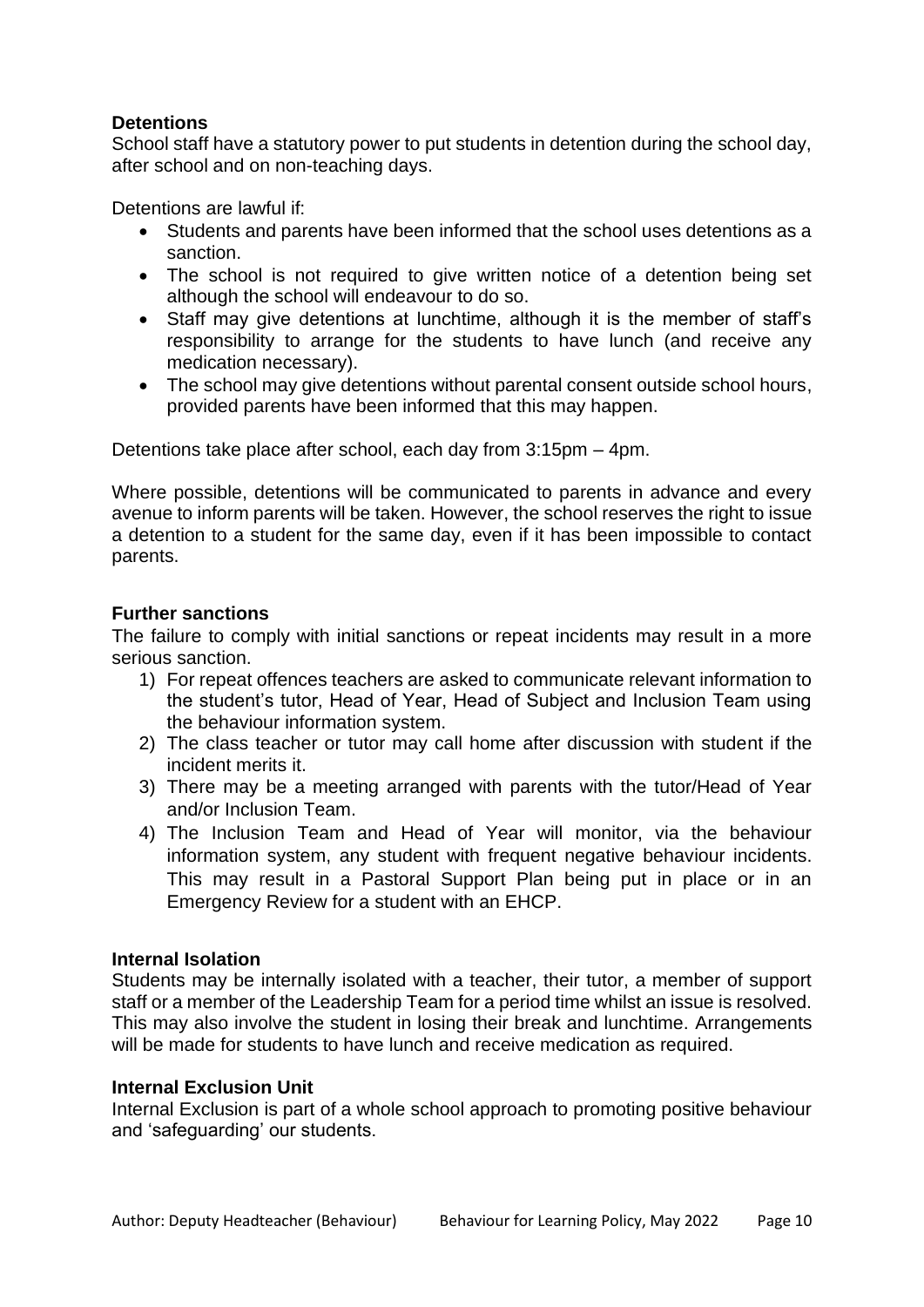**Detentions**

School staff have a statutory power to put students in detention during the school day, after school and on non-teaching days.

Detentions are lawful if:

- Students and parents have been informed that the school uses detentions as a sanction.
- The school is not required to give written notice of a detention being set although the school will endeavour to do so.
- Staff may give detentions at lunchtime, although it is the member of staff's responsibility to arrange for the students to have lunch (and receive any medication necessary).
- The school may give detentions without parental consent outside school hours, provided parents have been informed that this may happen.

Detentions take place after school, each day from 3:15pm – 4pm.

Where possible, detentions will be communicated to parents in advance and every avenue to inform parents will be taken. However, the school reserves the right to issue a detention to a student for the same day, even if it has been impossible to contact parents.

**Further sanctions**

The failure to comply with initial sanctions or repeat incidents may result in a more serious sanction.

1) For repeat offences teachers are asked to communicate relevant information to the student's tutor, Head of Year, Head of Subject and Inclusion Team using the behaviour information system.
2) The class teacher or tutor may call home after discussion with student if the incident merits it.
3) There may be a meeting arranged with parents with the tutor/Head of Year and/or Inclusion Team.
4) The Inclusion Team and Head of Year will monitor, via the behaviour information system, any student with frequent negative behaviour incidents. This may result in a Pastoral Support Plan being put in place or in an Emergency Review for a student with an EHCP.

**Internal Isolation**

Students may be internally isolated with a teacher, their tutor, a member of support staff or a member of the Leadership Team for a period time whilst an issue is resolved. This may also involve the student in losing their break and lunchtime. Arrangements will be made for students to have lunch and receive medication as required.

**Internal Exclusion Unit**

Internal Exclusion is part of a whole school approach to promoting positive behaviour and 'safeguarding' our students.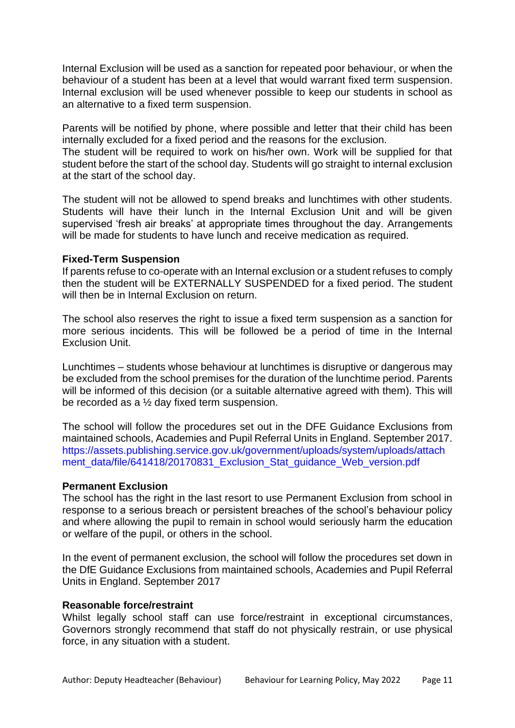Internal Exclusion will be used as a sanction for repeated poor behaviour, or when the behaviour of a student has been at a level that would warrant fixed term suspension. Internal exclusion will be used whenever possible to keep our students in school as an alternative to a fixed term suspension.

Parents will be notified by phone, where possible and letter that their child has been internally excluded for a fixed period and the reasons for the exclusion.
The student will be required to work on his/her own. Work will be supplied for that student before the start of the school day. Students will go straight to internal exclusion at the start of the school day.

The student will not be allowed to spend breaks and lunchtimes with other students. Students will have their lunch in the Internal Exclusion Unit and will be given supervised 'fresh air breaks' at appropriate times throughout the day. Arrangements will be made for students to have lunch and receive medication as required.

**Fixed-Term Suspension**
If parents refuse to co-operate with an Internal exclusion or a student refuses to comply then the student will be EXTERNALLY SUSPENDED for a fixed period. The student will then be in Internal Exclusion on return.

The school also reserves the right to issue a fixed term suspension as a sanction for more serious incidents. This will be followed be a period of time in the Internal Exclusion Unit.

Lunchtimes – students whose behaviour at lunchtimes is disruptive or dangerous may be excluded from the school premises for the duration of the lunchtime period. Parents will be informed of this decision (or a suitable alternative agreed with them). This will be recorded as a ½ day fixed term suspension.

The school will follow the procedures set out in the DFE Guidance Exclusions from maintained schools, Academies and Pupil Referral Units in England. September 2017. https://assets.publishing.service.gov.uk/government/uploads/system/uploads/attachment_data/file/641418/20170831_Exclusion_Stat_guidance_Web_version.pdf

**Permanent Exclusion**
The school has the right in the last resort to use Permanent Exclusion from school in response to a serious breach or persistent breaches of the school's behaviour policy and where allowing the pupil to remain in school would seriously harm the education or welfare of the pupil, or others in the school.

In the event of permanent exclusion, the school will follow the procedures set down in the DfE Guidance Exclusions from maintained schools, Academies and Pupil Referral Units in England. September 2017

**Reasonable force/restraint**
Whilst legally school staff can use force/restraint in exceptional circumstances, Governors strongly recommend that staff do not physically restrain, or use physical force, in any situation with a student.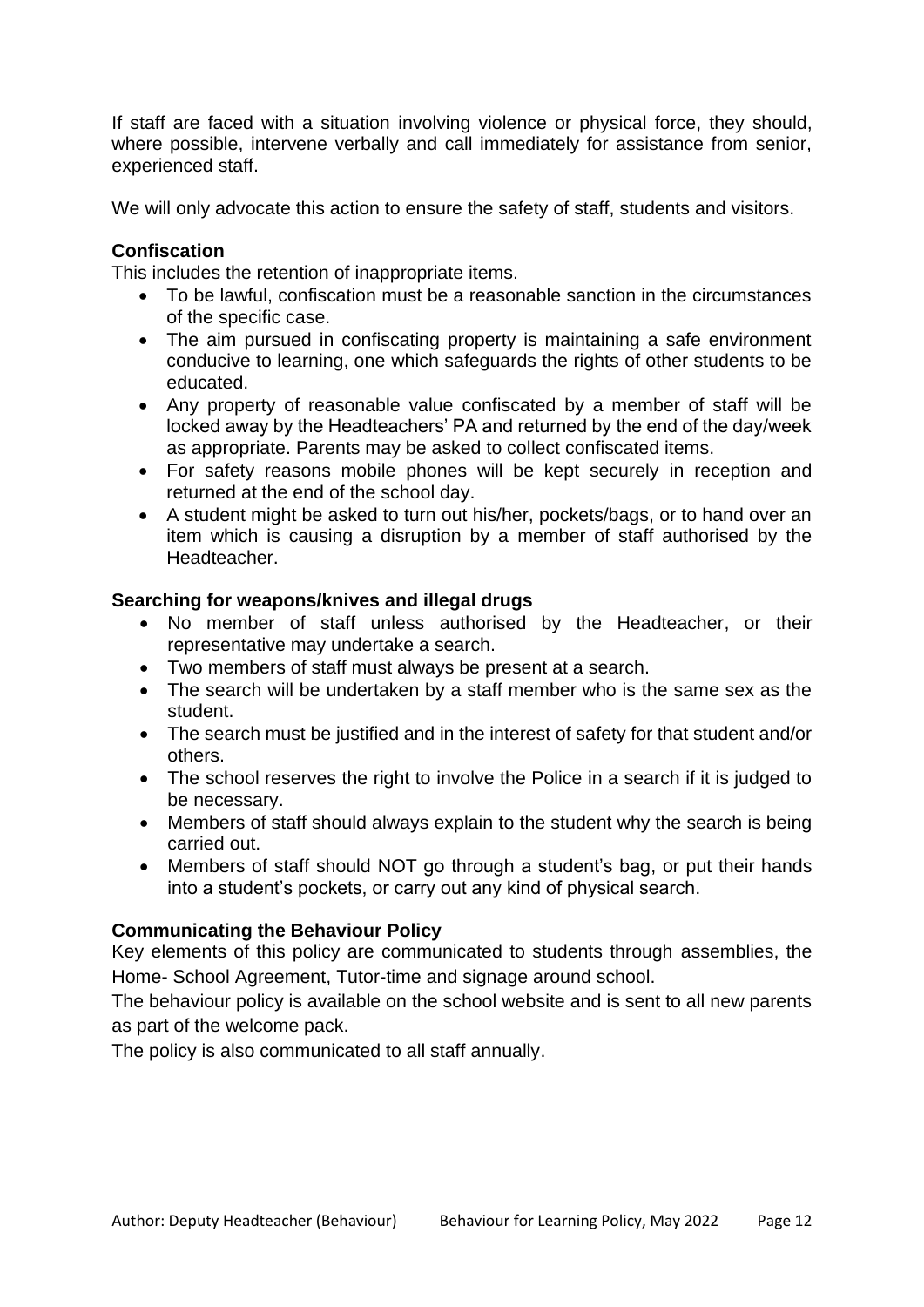If staff are faced with a situation involving violence or physical force, they should, where possible, intervene verbally and call immediately for assistance from senior, experienced staff.

We will only advocate this action to ensure the safety of staff, students and visitors.

**Confiscation**

This includes the retention of inappropriate items.

- To be lawful, confiscation must be a reasonable sanction in the circumstances of the specific case.
- The aim pursued in confiscating property is maintaining a safe environment conducive to learning, one which safeguards the rights of other students to be educated.
- Any property of reasonable value confiscated by a member of staff will be locked away by the Headteachers' PA and returned by the end of the day/week as appropriate. Parents may be asked to collect confiscated items.
- For safety reasons mobile phones will be kept securely in reception and returned at the end of the school day.
- A student might be asked to turn out his/her, pockets/bags, or to hand over an item which is causing a disruption by a member of staff authorised by the Headteacher.

**Searching for weapons/knives and illegal drugs**

- No member of staff unless authorised by the Headteacher, or their representative may undertake a search.
- Two members of staff must always be present at a search.
- The search will be undertaken by a staff member who is the same sex as the student.
- The search must be justified and in the interest of safety for that student and/or others.
- The school reserves the right to involve the Police in a search if it is judged to be necessary.
- Members of staff should always explain to the student why the search is being carried out.
- Members of staff should NOT go through a student's bag, or put their hands into a student's pockets, or carry out any kind of physical search.

**Communicating the Behaviour Policy**

Key elements of this policy are communicated to students through assemblies, the Home- School Agreement, Tutor-time and signage around school.

The behaviour policy is available on the school website and is sent to all new parents as part of the welcome pack.

The policy is also communicated to all staff annually.